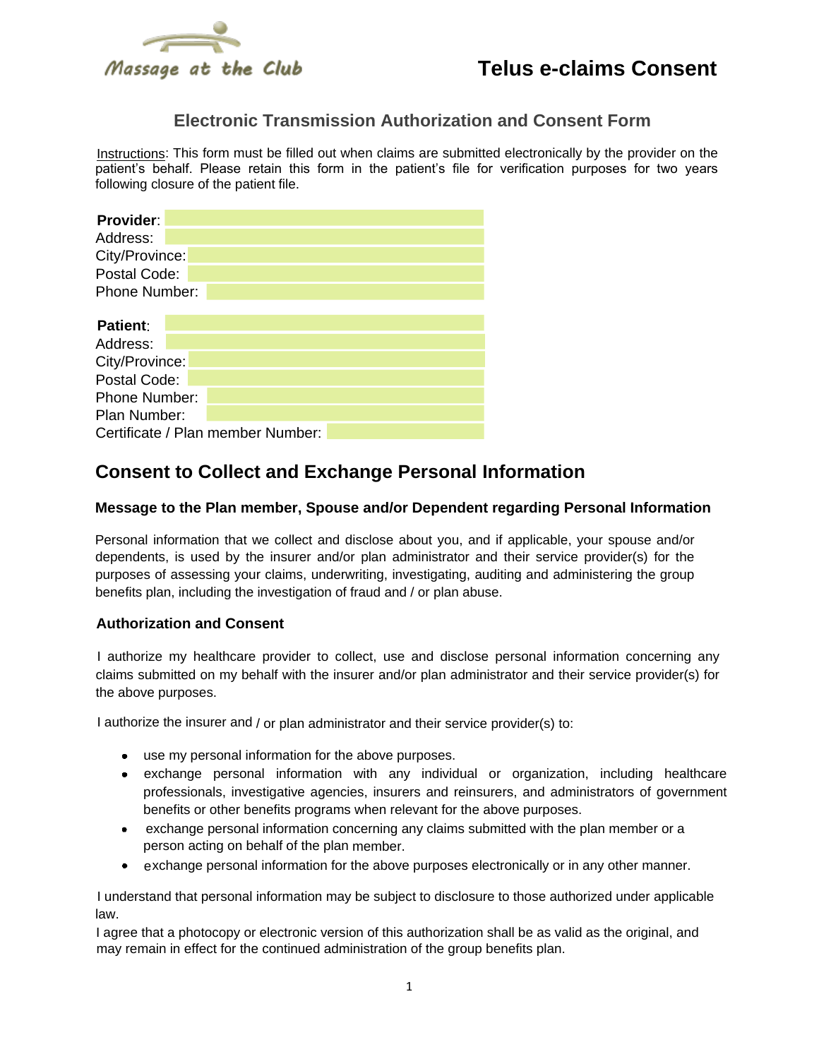Massage at the Club

# Telus e-claims Consent

## Electronic Transmission Authorization and Consent Form

Instructions: This form must be filled out when claims are submitted electronically by the provider on the patient's behalf. Please retain this form in the patient's file for verification purposes for two years following closure of the patient file.

**Provider**:
Address:
City/Province:
Postal Code:
Phone Number:

**Patient**:
Address:
City/Province:
Postal Code:
Phone Number:
Plan Number:
Certificate / Plan member Number:

## Consent to Collect and Exchange Personal Information

### Message to the Plan member, Spouse and/or Dependent regarding Personal Information

Personal information that we collect and disclose about you, and if applicable, your spouse and/or dependents, is used by the insurer and/or plan administrator and their service provider(s) for the purposes of assessing your claims, underwriting, investigating, auditing and administering the group benefits plan, including the investigation of fraud and / or plan abuse.

### Authorization and Consent

I authorize my healthcare provider to collect, use and disclose personal information concerning any claims submitted on my behalf with the insurer and/or plan administrator and their service provider(s) for the above purposes.

I authorize the insurer and / or plan administrator and their service provider(s) to:

- use my personal information for the above purposes.
- exchange personal information with any individual or organization, including healthcare professionals, investigative agencies, insurers and reinsurers, and administrators of government benefits or other benefits programs when relevant for the above purposes.
- exchange personal information concerning any claims submitted with the plan member or a person acting on behalf of the plan member.
- exchange personal information for the above purposes electronically or in any other manner.

I understand that personal information may be subject to disclosure to those authorized under applicable law.

I agree that a photocopy or electronic version of this authorization shall be as valid as the original, and may remain in effect for the continued administration of the group benefits plan.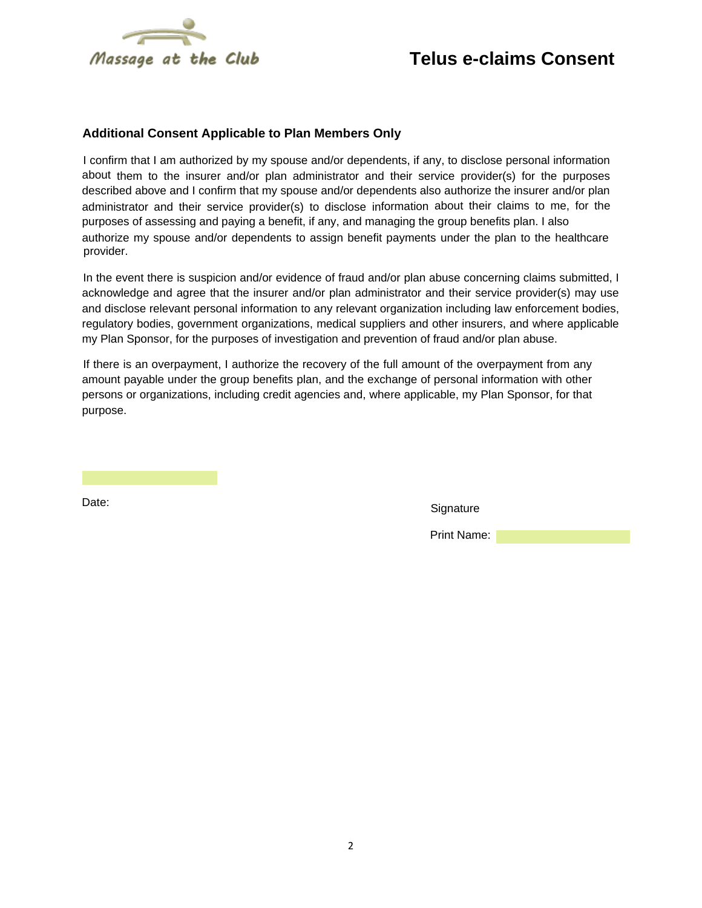Massage at the Club

# Telus e-claims Consent

### Additional Consent Applicable to Plan Members Only

I confirm that I am authorized by my spouse and/or dependents, if any, to disclose personal information about them to the insurer and/or plan administrator and their service provider(s) for the purposes described above and I confirm that my spouse and/or dependents also authorize the insurer and/or plan administrator and their service provider(s) to disclose information about their claims to me, for the purposes of assessing and paying a benefit, if any, and managing the group benefits plan. I also authorize my spouse and/or dependents to assign benefit payments under the plan to the healthcare provider.

In the event there is suspicion and/or evidence of fraud and/or plan abuse concerning claims submitted, I acknowledge and agree that the insurer and/or plan administrator and their service provider(s) may use and disclose relevant personal information to any relevant organization including law enforcement bodies, regulatory bodies, government organizations, medical suppliers and other insurers, and where applicable my Plan Sponsor, for the purposes of investigation and prevention of fraud and/or plan abuse.

If there is an overpayment, I authorize the recovery of the full amount of the overpayment from any amount payable under the group benefits plan, and the exchange of personal information with other persons or organizations, including credit agencies and, where applicable, my Plan Sponsor, for that purpose.

Date:

Signature

Print Name: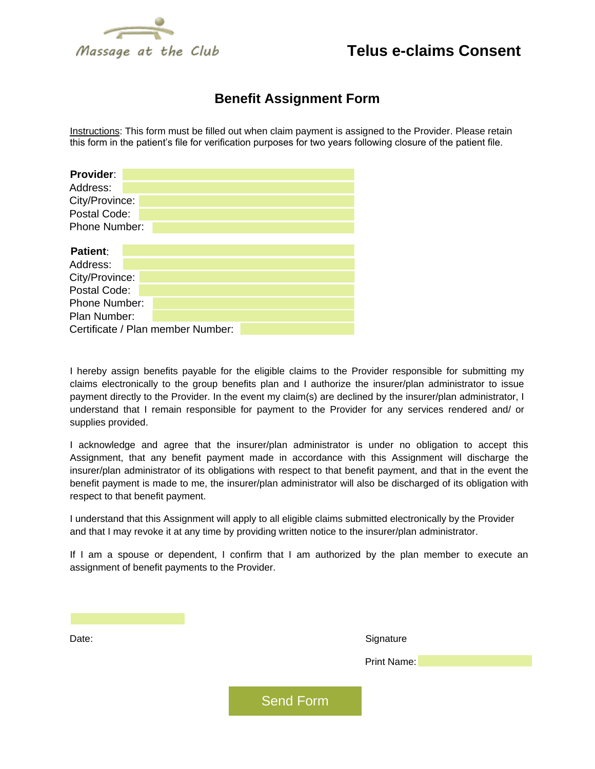Massage at the Club

# Telus e-claims Consent

## Benefit Assignment Form

Instructions: This form must be filled out when claim payment is assigned to the Provider. Please retain this form in the patient's file for verification purposes for two years following closure of the patient file.

**Provider**:
Address:
City/Province:
Postal Code:
Phone Number:

**Patient**:
Address:
City/Province:
Postal Code:
Phone Number:
Plan Number:
Certificate / Plan member Number:

I hereby assign benefits payable for the eligible claims to the Provider responsible for submitting my claims electronically to the group benefits plan and I authorize the insurer/plan administrator to issue payment directly to the Provider. In the event my claim(s) are declined by the insurer/plan administrator, I understand that I remain responsible for payment to the Provider for any services rendered and/ or supplies provided.

I acknowledge and agree that the insurer/plan administrator is under no obligation to accept this Assignment, that any benefit payment made in accordance with this Assignment will discharge the insurer/plan administrator of its obligations with respect to that benefit payment, and that in the event the benefit payment is made to me, the insurer/plan administrator will also be discharged of its obligation with respect to that benefit payment.

I understand that this Assignment will apply to all eligible claims submitted electronically by the Provider and that I may revoke it at any time by providing written notice to the insurer/plan administrator.

If I am a spouse or dependent, I confirm that I am authorized by the plan member to execute an assignment of benefit payments to the Provider.

Date:

Signature

Print Name:

Send Form